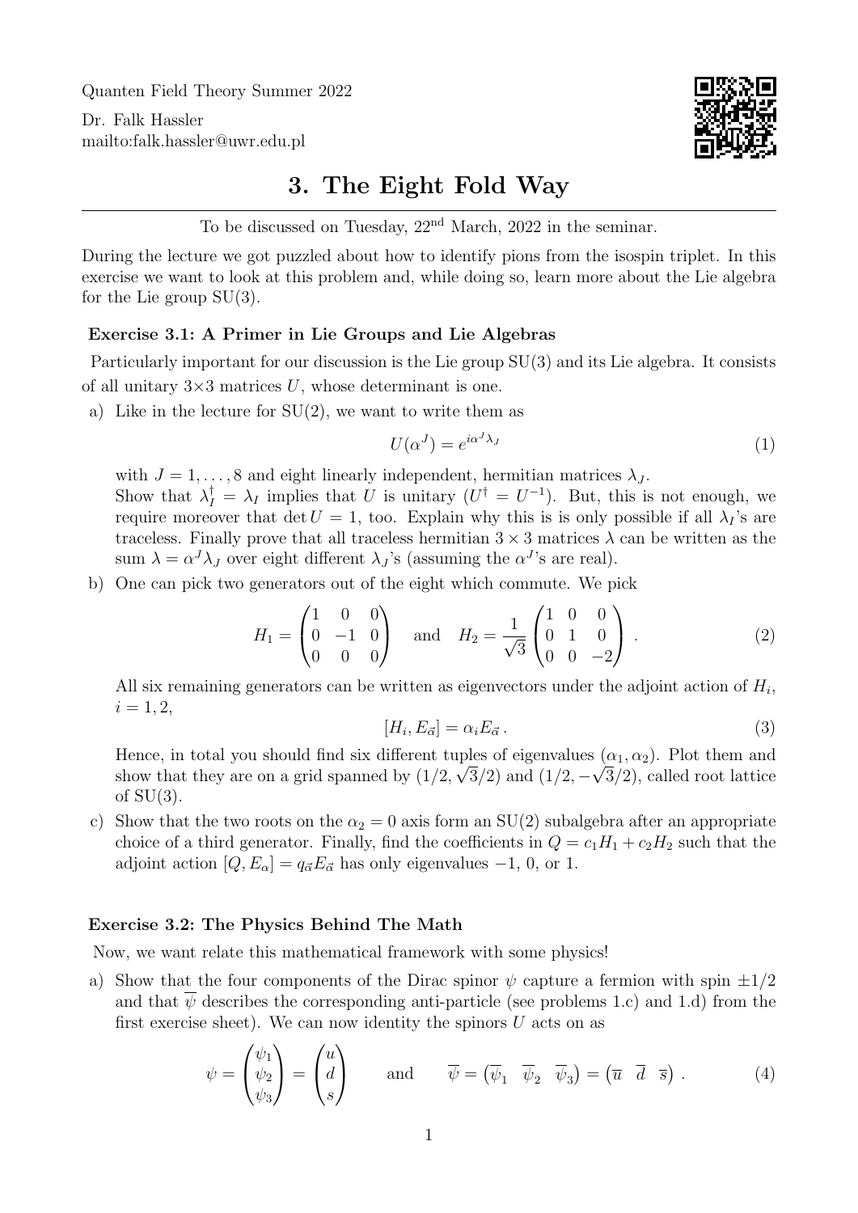Quanten Field Theory Summer 2022

Dr. Falk Hassler
mailto:falk.hassler@uwr.edu.pl

# 3. The Eight Fold Way

To be discussed on Tuesday, 22[nd] March, 2022 in the seminar.

During the lecture we got puzzled about how to identify pions from the isospin triplet. In this exercise we want to look at this problem and, while doing so, learn more about the Lie algebra for the Lie group SU(3).

### Exercise 3.1: A Primer in Lie Groups and Lie Algebras

Particularly important for our discussion is the Lie group SU(3) and its Lie algebra. It consists of all unitary 3×3 matrices $U$, whose determinant is one.

a) Like in the lecture for SU(2), we want to write them as

$$U(\alpha^J) = e^{i\alpha^J \lambda_J} \tag{1}$$

with $J = 1, \dots, 8$ and eight linearly independent, hermitian matrices $\lambda_J$.
Show that $\lambda_I^\dagger = \lambda_I$ implies that $U$ is unitary ($U^\dagger = U^{-1}$). But, this is not enough, we require moreover that $\det U = 1$, too. Explain why this is is only possible if all $\lambda_I$'s are traceless. Finally prove that all traceless hermitian $3 \times 3$ matrices $\lambda$ can be written as the sum $\lambda = \alpha^J \lambda_J$ over eight different $\lambda_J$'s (assuming the $\alpha^J$'s are real).

b) One can pick two generators out of the eight which commute. We pick

$$H_1 = \begin{pmatrix} 1 & 0 & 0 \\ 0 & -1 & 0 \\ 0 & 0 & 0 \end{pmatrix} \quad \text{and} \quad H_2 = \frac{1}{\sqrt{3}} \begin{pmatrix} 1 & 0 & 0 \\ 0 & 1 & 0 \\ 0 & 0 & -2 \end{pmatrix} . \tag{2}$$

All six remaining generators can be written as eigenvectors under the adjoint action of $H_i$, $i = 1, 2$,

$$[H_i, E_{\vec{\alpha}}] = \alpha_i E_{\vec{\alpha}} . \tag{3}$$

Hence, in total you should find six different tuples of eigenvalues $(\alpha_1, \alpha_2)$. Plot them and show that they are on a grid spanned by $(1/2, \sqrt{3}/2)$ and $(1/2, -\sqrt{3}/2)$, called root lattice of SU(3).

c) Show that the two roots on the $\alpha_2 = 0$ axis form an SU(2) subalgebra after an appropriate choice of a third generator. Finally, find the coefficients in $Q = c_1 H_1 + c_2 H_2$ such that the adjoint action $[Q, E_\alpha] = q_{\vec{\alpha}} E_{\vec{\alpha}}$ has only eigenvalues $-1$, 0, or 1.

### Exercise 3.2: The Physics Behind The Math

Now, we want relate this mathematical framework with some physics!

a) Show that the four components of the Dirac spinor $\psi$ capture a fermion with spin $\pm 1/2$ and that $\overline{\psi}$ describes the corresponding anti-particle (see problems 1.c) and 1.d) from the first exercise sheet). We can now identity the spinors $U$ acts on as

$$\psi = \begin{pmatrix} \psi_1 \\ \psi_2 \\ \psi_3 \end{pmatrix} = \begin{pmatrix} u \\ d \\ s \end{pmatrix} \qquad \text{and} \qquad \overline{\psi} = \begin{pmatrix} \overline{\psi}_1 & \overline{\psi}_2 & \overline{\psi}_3 \end{pmatrix} = \begin{pmatrix} \overline{u} & \overline{d} & \overline{s} \end{pmatrix} . \tag{4}$$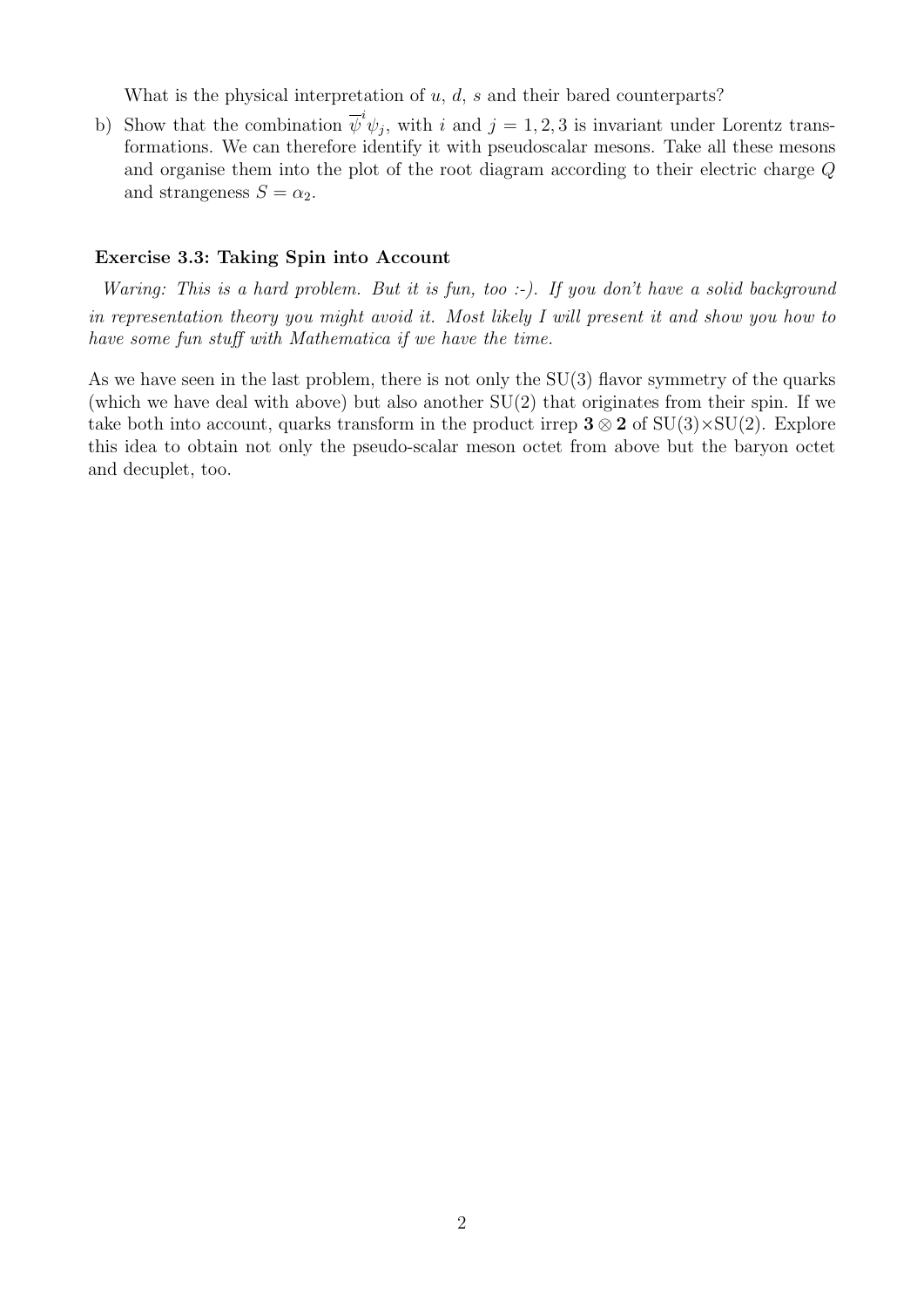What is the physical interpretation of $u$, $d$, $s$ and their bared counterparts?

b) Show that the combination $\overline{\psi}^i \psi_j$, with $i$ and $j = 1, 2, 3$ is invariant under Lorentz transformations. We can therefore identify it with pseudoscalar mesons. Take all these mesons and organise them into the plot of the root diagram according to their electric charge $Q$ and strangeness $S = \alpha_2$.

### Exercise 3.3: Taking Spin into Account

*Waring: This is a hard problem. But it is fun, too :-). If you don't have a solid background in representation theory you might avoid it. Most likely I will present it and show you how to have some fun stuff with Mathematica if we have the time.*

As we have seen in the last problem, there is not only the SU(3) flavor symmetry of the quarks (which we have deal with above) but also another SU(2) that originates from their spin. If we take both into account, quarks transform in the product irrep $\mathbf{3} \otimes \mathbf{2}$ of SU(3)×SU(2). Explore this idea to obtain not only the pseudo-scalar meson octet from above but the baryon octet and decuplet, too.